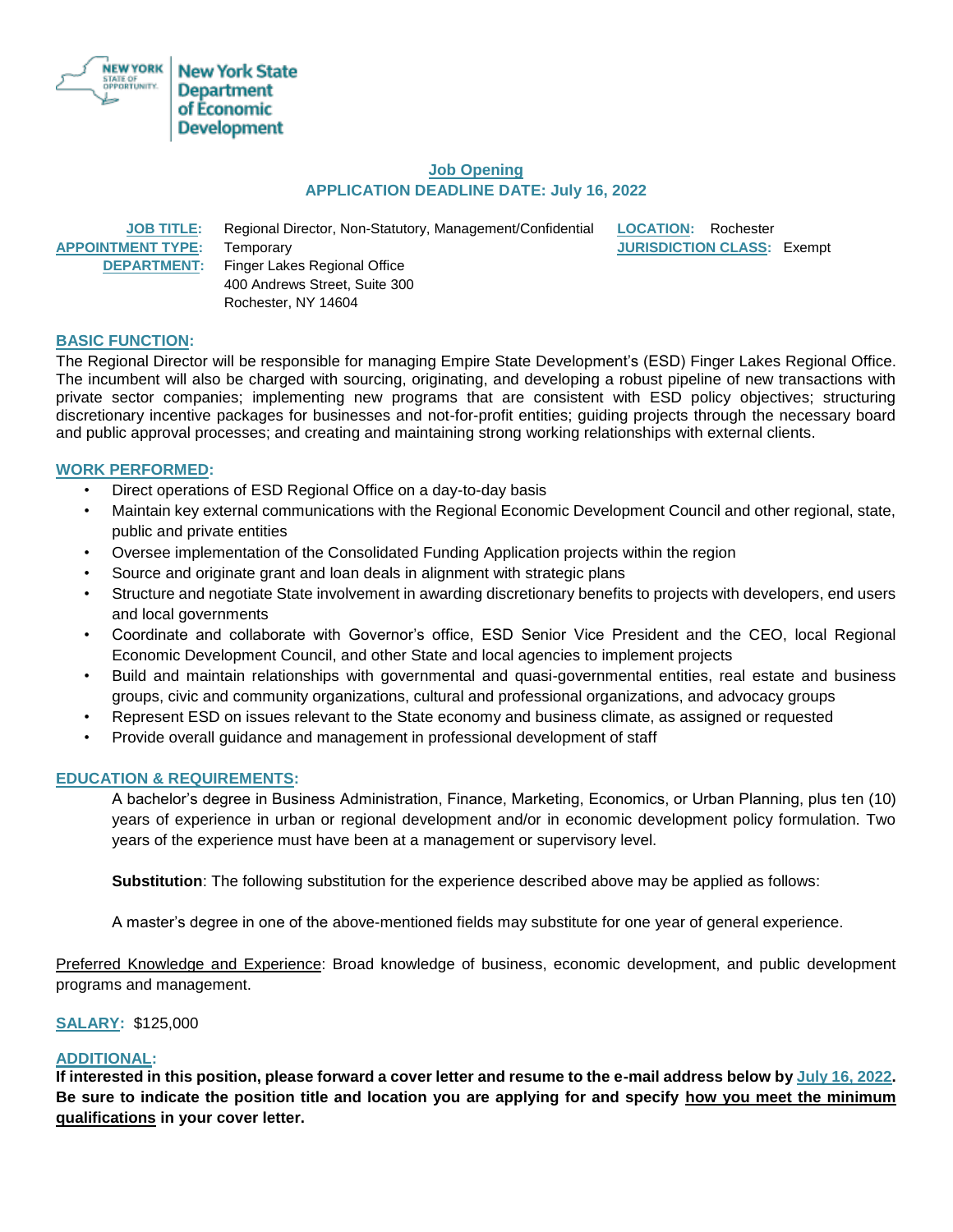**New York State Department of Economic Development**

## Job Opening

### APPLICATION DEADLINE DATE: July 16, 2022

**JOB TITLE:** Regional Director, Non-Statutory, Management/Confidential

**LOCATION:** Rochester

**APPOINTMENT TYPE:** Temporary

**JURISDICTION CLASS:** Exempt

**DEPARTMENT:** Finger Lakes Regional Office
400 Andrews Street, Suite 300
Rochester, NY 14604

### BASIC FUNCTION:

The Regional Director will be responsible for managing Empire State Development's (ESD) Finger Lakes Regional Office. The incumbent will also be charged with sourcing, originating, and developing a robust pipeline of new transactions with private sector companies; implementing new programs that are consistent with ESD policy objectives; structuring discretionary incentive packages for businesses and not-for-profit entities; guiding projects through the necessary board and public approval processes; and creating and maintaining strong working relationships with external clients.

### WORK PERFORMED:

- Direct operations of ESD Regional Office on a day-to-day basis
- Maintain key external communications with the Regional Economic Development Council and other regional, state, public and private entities
- Oversee implementation of the Consolidated Funding Application projects within the region
- Source and originate grant and loan deals in alignment with strategic plans
- Structure and negotiate State involvement in awarding discretionary benefits to projects with developers, end users and local governments
- Coordinate and collaborate with Governor's office, ESD Senior Vice President and the CEO, local Regional Economic Development Council, and other State and local agencies to implement projects
- Build and maintain relationships with governmental and quasi-governmental entities, real estate and business groups, civic and community organizations, cultural and professional organizations, and advocacy groups
- Represent ESD on issues relevant to the State economy and business climate, as assigned or requested
- Provide overall guidance and management in professional development of staff

### EDUCATION & REQUIREMENTS:

A bachelor's degree in Business Administration, Finance, Marketing, Economics, or Urban Planning, plus ten (10) years of experience in urban or regional development and/or in economic development policy formulation. Two years of the experience must have been at a management or supervisory level.

**Substitution**: The following substitution for the experience described above may be applied as follows:

A master's degree in one of the above-mentioned fields may substitute for one year of general experience.

Preferred Knowledge and Experience: Broad knowledge of business, economic development, and public development programs and management.

**SALARY:** $125,000

### ADDITIONAL:

**If interested in this position, please forward a cover letter and resume to the e-mail address below by July 16, 2022. Be sure to indicate the position title and location you are applying for and specify how you meet the minimum qualifications in your cover letter.**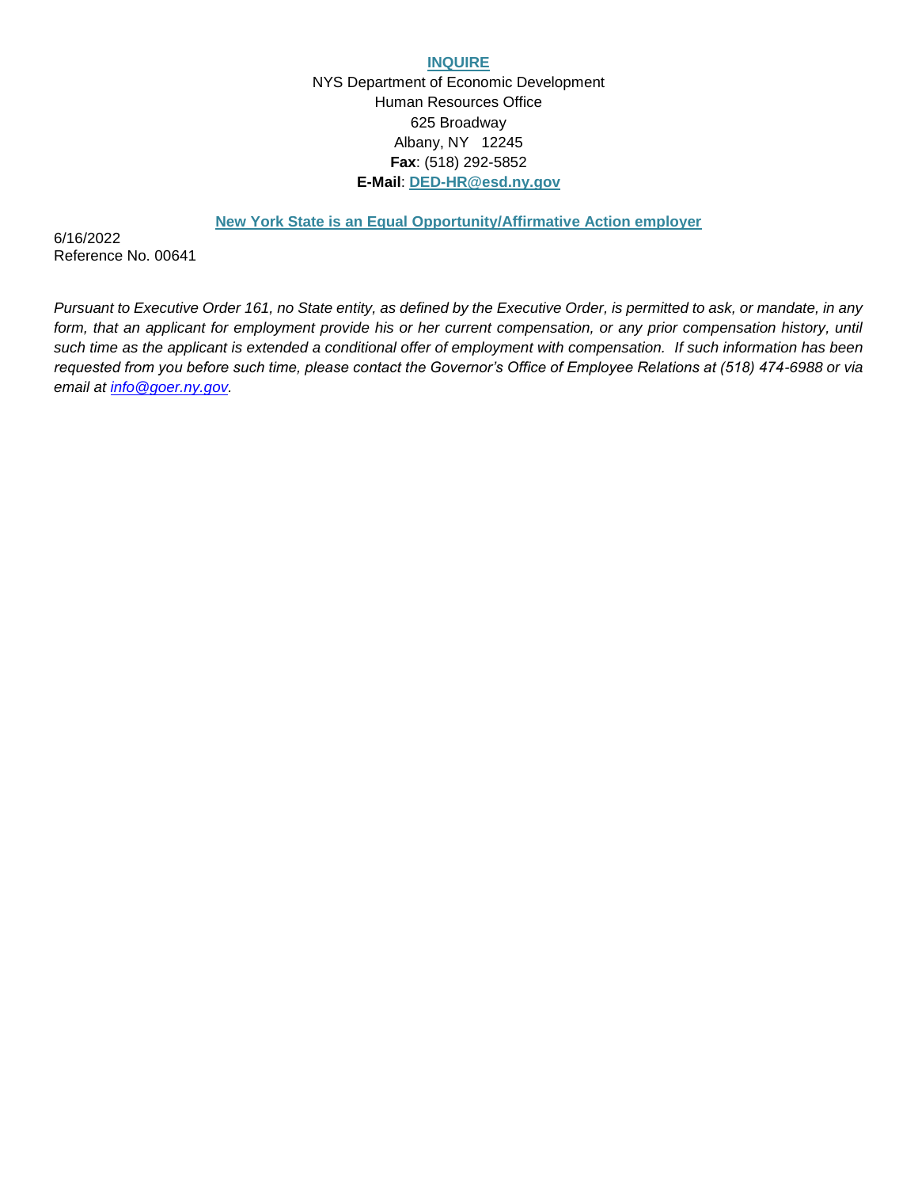**INQUIRE**

NYS Department of Economic Development
Human Resources Office
625 Broadway
Albany, NY 12245
**Fax**: (518) 292-5852
**E-Mail**: **DED-HR@esd.ny.gov**

**New York State is an Equal Opportunity/Affirmative Action employer**

6/16/2022
Reference No. 00641

*Pursuant to Executive Order 161, no State entity, as defined by the Executive Order, is permitted to ask, or mandate, in any form, that an applicant for employment provide his or her current compensation, or any prior compensation history, until such time as the applicant is extended a conditional offer of employment with compensation. If such information has been requested from you before such time, please contact the Governor's Office of Employee Relations at (518) 474-6988 or via email at info@goer.ny.gov.*